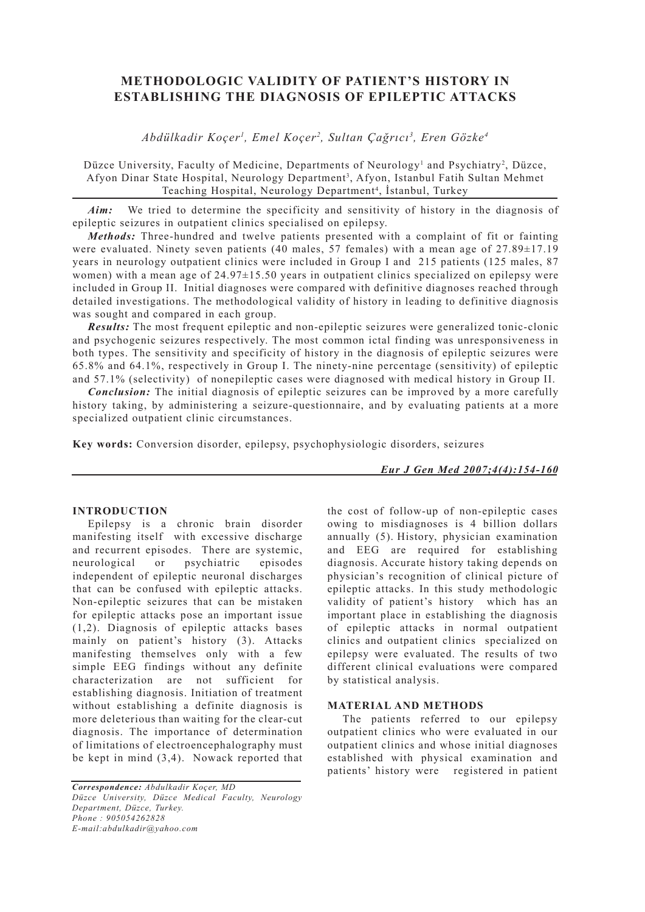# METHODOLOGIC VALIDITY OF PATIENT'S HISTORY IN ESTABLISHING THE DIAGNOSIS OF EPILEPTIC ATTACKS

*Abdülkadir Koçer[1], Emel Koçer[2], Sultan Çağrıcı[3], Eren Gözke[4]*

Düzce University, Faculty of Medicine, Departments of Neurology[1] and Psychiatry[2], Düzce, Afyon Dinar State Hospital, Neurology Department[3], Afyon, Istanbul Fatih Sultan Mehmet Teaching Hospital, Neurology Department[4], İstanbul, Turkey

***Aim:*** We tried to determine the specificity and sensitivity of history in the diagnosis of epileptic seizures in outpatient clinics specialised on epilepsy.

***Methods:*** Three-hundred and twelve patients presented with a complaint of fit or fainting were evaluated. Ninety seven patients (40 males, 57 females) with a mean age of 27.89±17.19 years in neurology outpatient clinics were included in Group I and 215 patients (125 males, 87 women) with a mean age of 24.97±15.50 years in outpatient clinics specialized on epilepsy were included in Group II. Initial diagnoses were compared with definitive diagnoses reached through detailed investigations. The methodological validity of history in leading to definitive diagnosis was sought and compared in each group.

***Results:*** The most frequent epileptic and non-epileptic seizures were generalized tonic-clonic and psychogenic seizures respectively. The most common ictal finding was unresponsiveness in both types. The sensitivity and specificity of history in the diagnosis of epileptic seizures were 65.8% and 64.1%, respectively in Group I. The ninety-nine percentage (sensitivity) of epileptic and 57.1% (selectivity) of nonepileptic cases were diagnosed with medical history in Group II.

***Conclusion:*** The initial diagnosis of epileptic seizures can be improved by a more carefully history taking, by administering a seizure-questionnaire, and by evaluating patients at a more specialized outpatient clinic circumstances.

**Key words:** Conversion disorder, epilepsy, psychophysiologic disorders, seizures

## INTRODUCTION

Epilepsy is a chronic brain disorder manifesting itself with excessive discharge and recurrent episodes. There are systemic, neurological or psychiatric episodes independent of epileptic neuronal discharges that can be confused with epileptic attacks. Non-epileptic seizures that can be mistaken for epileptic attacks pose an important issue (1,2). Diagnosis of epileptic attacks bases mainly on patient's history (3). Attacks manifesting themselves only with a few simple EEG findings without any definite characterization are not sufficient for establishing diagnosis. Initiation of treatment without establishing a definite diagnosis is more deleterious than waiting for the clear-cut diagnosis. The importance of determination of limitations of electroencephalography must be kept in mind (3,4). Nowack reported that the cost of follow-up of non-epileptic cases owing to misdiagnoses is 4 billion dollars annually (5). History, physician examination and EEG are required for establishing diagnosis. Accurate history taking depends on physician's recognition of clinical picture of epileptic attacks. In this study methodologic validity of patient's history which has an important place in establishing the diagnosis of epileptic attacks in normal outpatient clinics and outpatient clinics specialized on epilepsy were evaluated. The results of two different clinical evaluations were compared by statistical analysis.

## MATERIAL AND METHODS

The patients referred to our epilepsy outpatient clinics who were evaluated in our outpatient clinics and whose initial diagnoses established with physical examination and patients' history were registered in patient

*Correspondence: Abdulkadir Koçer, MD*
*Düzce University, Düzce Medical Faculty, Neurology Department, Düzce, Turkey.*
*Phone : 905054262828*
*E-mail:abdulkadir@yahoo.com*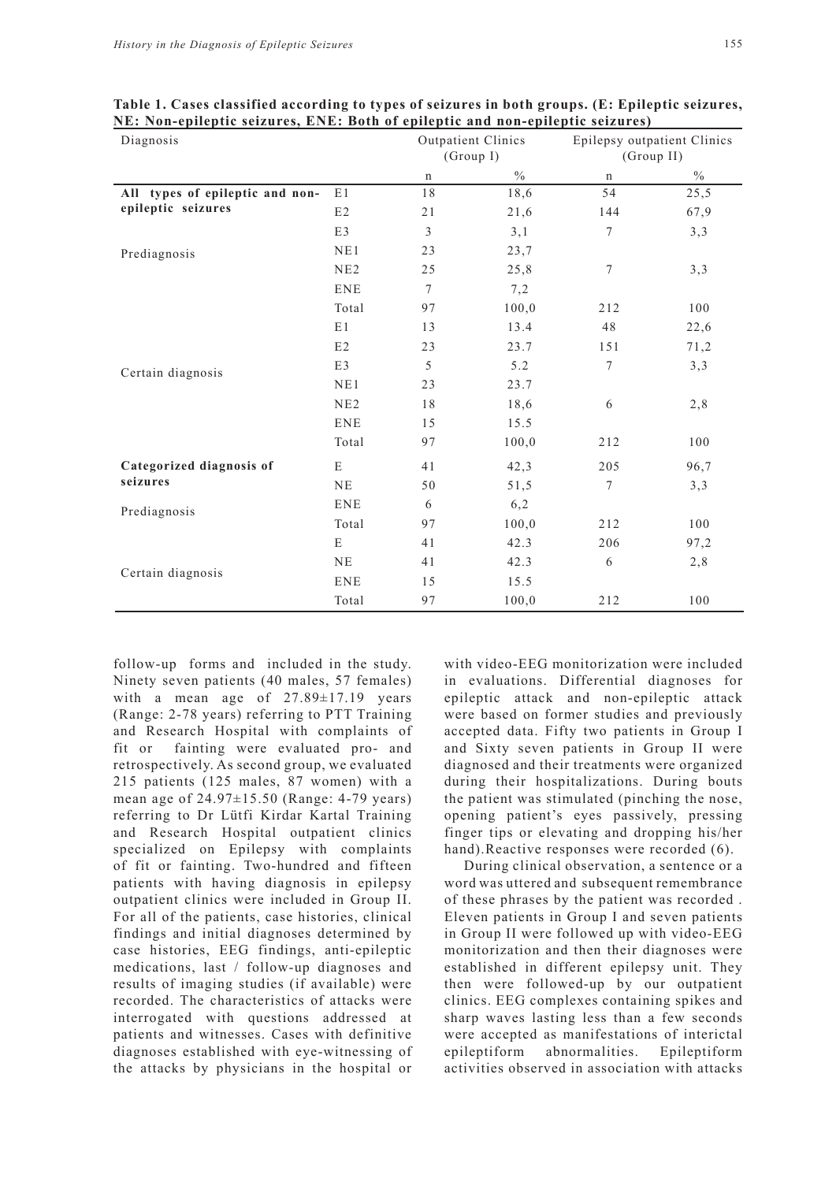**Table 1. Cases classified according to types of seizures in both groups. (E: Epileptic seizures, NE: Non-epileptic seizures, ENE: Both of epileptic and non-epileptic seizures)**

| Diagnosis | | Outpatient Clinics (Group I) | | Epilepsy outpatient Clinics (Group II) | |
|---|---|---|---|---|---|
| | | n | % | n | % |
| **All types of epileptic and non-epileptic seizures** | E1 | 18 | 18,6 | 54 | 25,5 |
| | E2 | 21 | 21,6 | 144 | 67,9 |
| | E3 | 3 | 3,1 | 7 | 3,3 |
| Prediagnosis | NE1 | 23 | 23,7 | | |
| | NE2 | 25 | 25,8 | 7 | 3,3 |
| | ENE | 7 | 7,2 | | |
| | Total | 97 | 100,0 | 212 | 100 |
| | E1 | 13 | 13.4 | 48 | 22,6 |
| | E2 | 23 | 23.7 | 151 | 71,2 |
| Certain diagnosis | E3 | 5 | 5.2 | 7 | 3,3 |
| | NE1 | 23 | 23.7 | | |
| | NE2 | 18 | 18,6 | 6 | 2,8 |
| | ENE | 15 | 15.5 | | |
| | Total | 97 | 100,0 | 212 | 100 |
| **Categorized diagnosis of seizures** | E | 41 | 42,3 | 205 | 96,7 |
| | NE | 50 | 51,5 | 7 | 3,3 |
| Prediagnosis | ENE | 6 | 6,2 | | |
| | Total | 97 | 100,0 | 212 | 100 |
| | E | 41 | 42.3 | 206 | 97,2 |
| Certain diagnosis | NE | 41 | 42.3 | 6 | 2,8 |
| | ENE | 15 | 15.5 | | |
| | Total | 97 | 100,0 | 212 | 100 |

follow-up forms and included in the study. Ninety seven patients (40 males, 57 females) with a mean age of 27.89±17.19 years (Range: 2-78 years) referring to PTT Training and Research Hospital with complaints of fit or fainting were evaluated pro- and retrospectively. As second group, we evaluated 215 patients (125 males, 87 women) with a mean age of 24.97±15.50 (Range: 4-79 years) referring to Dr Lütfi Kirdar Kartal Training and Research Hospital outpatient clinics specialized on Epilepsy with complaints of fit or fainting. Two-hundred and fifteen patients with having diagnosis in epilepsy outpatient clinics were included in Group II. For all of the patients, case histories, clinical findings and initial diagnoses determined by case histories, EEG findings, anti-epileptic medications, last / follow-up diagnoses and results of imaging studies (if available) were recorded. The characteristics of attacks were interrogated with questions addressed at patients and witnesses. Cases with definitive diagnoses established with eye-witnessing of the attacks by physicians in the hospital or with video-EEG monitorization were included in evaluations. Differential diagnoses for epileptic attack and non-epileptic attack were based on former studies and previously accepted data. Fifty two patients in Group I and Sixty seven patients in Group II were diagnosed and their treatments were organized during their hospitalizations. During bouts the patient was stimulated (pinching the nose, opening patient's eyes passively, pressing finger tips or elevating and dropping his/her hand).Reactive responses were recorded (6).

During clinical observation, a sentence or a word was uttered and subsequent remembrance of these phrases by the patient was recorded . Eleven patients in Group I and seven patients in Group II were followed up with video-EEG monitorization and then their diagnoses were established in different epilepsy unit. They then were followed-up by our outpatient clinics. EEG complexes containing spikes and sharp waves lasting less than a few seconds were accepted as manifestations of interictal epileptiform abnormalities. Epileptiform activities observed in association with attacks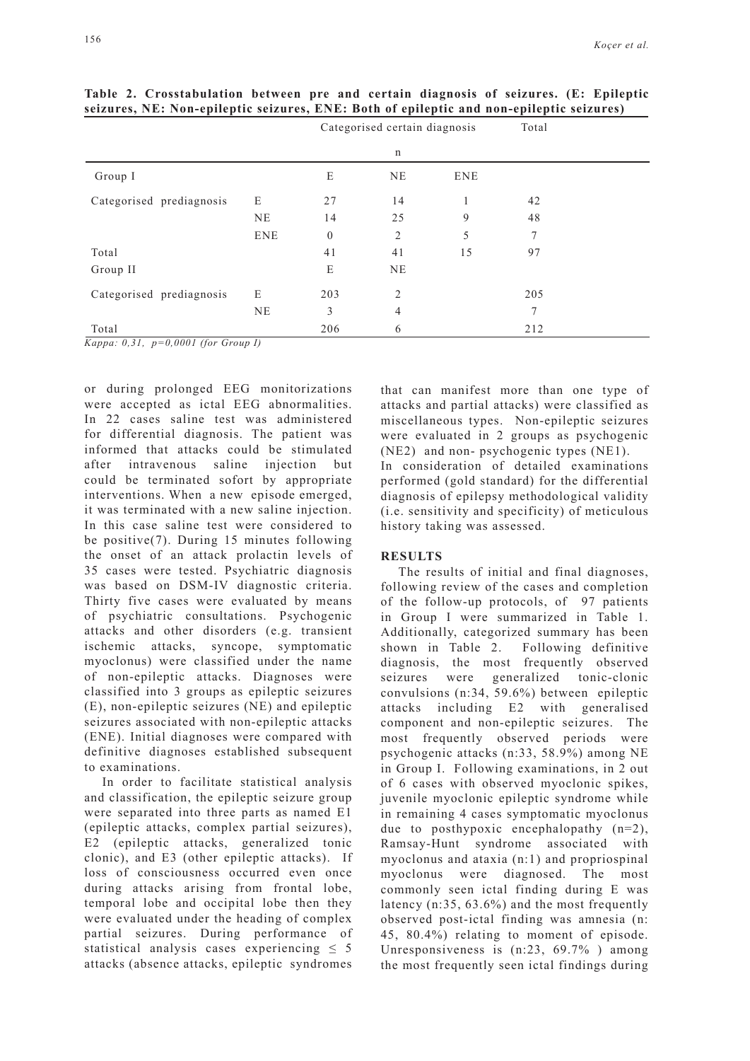**Table 2. Crosstabulation between pre and certain diagnosis of seizures. (E: Epileptic seizures, NE: Non-epileptic seizures, ENE: Both of epileptic and non-epileptic seizures)**

| | | Categorised certain diagnosis | | | Total |
|---|---|---|---|---|---|
| | | n | | | |
| Group I | | E | NE | ENE | |
| Categorised prediagnosis | E | 27 | 14 | 1 | 42 |
| | NE | 14 | 25 | 9 | 48 |
| | ENE | 0 | 2 | 5 | 7 |
| Total | | 41 | 41 | 15 | 97 |
| Group II | | E | NE | | |
| Categorised prediagnosis | E | 203 | 2 | | 205 |
| | NE | 3 | 4 | | 7 |
| Total | | 206 | 6 | | 212 |

*Kappa: 0,31, p=0,0001 (for Group I)*

or during prolonged EEG monitorizations were accepted as ictal EEG abnormalities. In 22 cases saline test was administered for differential diagnosis. The patient was informed that attacks could be stimulated after intravenous saline injection but could be terminated sofort by appropriate interventions. When a new episode emerged, it was terminated with a new saline injection. In this case saline test were considered to be positive(7). During 15 minutes following the onset of an attack prolactin levels of 35 cases were tested. Psychiatric diagnosis was based on DSM-IV diagnostic criteria. Thirty five cases were evaluated by means of psychiatric consultations. Psychogenic attacks and other disorders (e.g. transient ischemic attacks, syncope, symptomatic myoclonus) were classified under the name of non-epileptic attacks. Diagnoses were classified into 3 groups as epileptic seizures (E), non-epileptic seizures (NE) and epileptic seizures associated with non-epileptic attacks (ENE). Initial diagnoses were compared with definitive diagnoses established subsequent to examinations.

In order to facilitate statistical analysis and classification, the epileptic seizure group were separated into three parts as named E1 (epileptic attacks, complex partial seizures), E2 (epileptic attacks, generalized tonic clonic), and E3 (other epileptic attacks). If loss of consciousness occurred even once during attacks arising from frontal lobe, temporal lobe and occipital lobe then they were evaluated under the heading of complex partial seizures. During performance of statistical analysis cases experiencing $\leq$ 5 attacks (absence attacks, epileptic syndromes that can manifest more than one type of attacks and partial attacks) were classified as miscellaneous types. Non-epileptic seizures were evaluated in 2 groups as psychogenic (NE2) and non- psychogenic types (NE1).

In consideration of detailed examinations performed (gold standard) for the differential diagnosis of epilepsy methodological validity (i.e. sensitivity and specificity) of meticulous history taking was assessed.

## RESULTS

The results of initial and final diagnoses, following review of the cases and completion of the follow-up protocols, of 97 patients in Group I were summarized in Table 1. Additionally, categorized summary has been shown in Table 2. Following definitive diagnosis, the most frequently observed seizures were generalized tonic-clonic convulsions (n:34, 59.6%) between epileptic attacks including E2 with generalised component and non-epileptic seizures. The most frequently observed periods were psychogenic attacks (n:33, 58.9%) among NE in Group I. Following examinations, in 2 out of 6 cases with observed myoclonic spikes, juvenile myoclonic epileptic syndrome while in remaining 4 cases symptomatic myoclonus due to posthypoxic encephalopathy (n=2), Ramsay-Hunt syndrome associated with myoclonus and ataxia (n:1) and propriospinal myoclonus were diagnosed. The most commonly seen ictal finding during E was latency (n:35, 63.6%) and the most frequently observed post-ictal finding was amnesia (n: 45, 80.4%) relating to moment of episode. Unresponsiveness is (n:23, 69.7% ) among the most frequently seen ictal findings during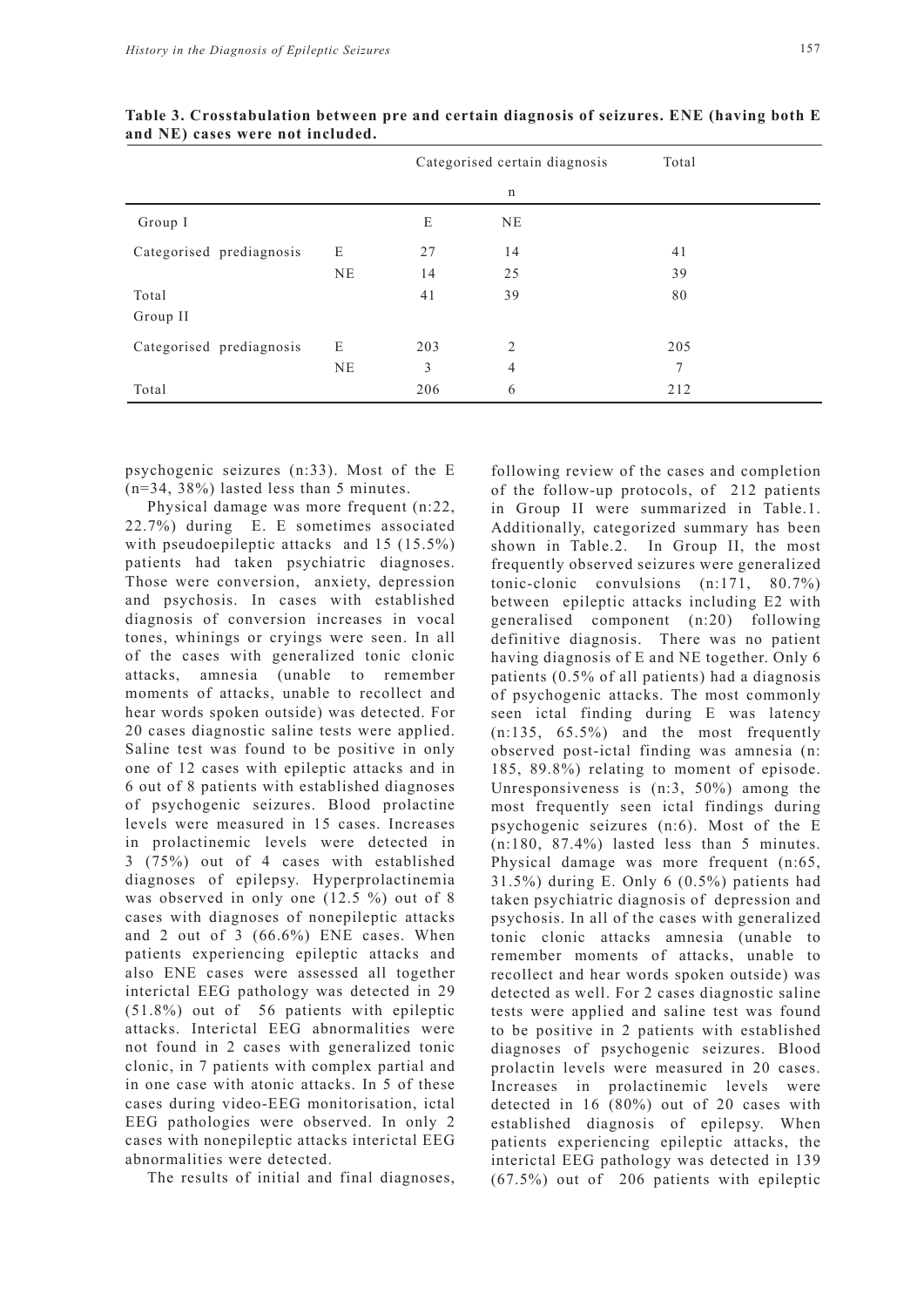**Table 3. Crosstabulation between pre and certain diagnosis of seizures. ENE (having both E and NE) cases were not included.**

| | | Categorised certain diagnosis | | Total |
|---|---|---|---|---|
| | | n | | |
| Group I | | E | NE | |
| Categorised prediagnosis | E | 27 | 14 | 41 |
| | NE | 14 | 25 | 39 |
| Total | | 41 | 39 | 80 |
| Group II | | | | |
| Categorised prediagnosis | E | 203 | 2 | 205 |
| | NE | 3 | 4 | 7 |
| Total | | 206 | 6 | 212 |

psychogenic seizures (n:33). Most of the E (n=34, 38%) lasted less than 5 minutes.

Physical damage was more frequent (n:22, 22.7%) during E. E sometimes associated with pseudoepileptic attacks and 15 (15.5%) patients had taken psychiatric diagnoses. Those were conversion, anxiety, depression and psychosis. In cases with established diagnosis of conversion increases in vocal tones, whinings or cryings were seen. In all of the cases with generalized tonic clonic attacks, amnesia (unable to remember moments of attacks, unable to recollect and hear words spoken outside) was detected. For 20 cases diagnostic saline tests were applied. Saline test was found to be positive in only one of 12 cases with epileptic attacks and in 6 out of 8 patients with established diagnoses of psychogenic seizures. Blood prolactine levels were measured in 15 cases. Increases in prolactinemic levels were detected in 3 (75%) out of 4 cases with established diagnoses of epilepsy. Hyperprolactinemia was observed in only one (12.5 %) out of 8 cases with diagnoses of nonepileptic attacks and 2 out of 3 (66.6%) ENE cases. When patients experiencing epileptic attacks and also ENE cases were assessed all together interictal EEG pathology was detected in 29 (51.8%) out of 56 patients with epileptic attacks. Interictal EEG abnormalities were not found in 2 cases with generalized tonic clonic, in 7 patients with complex partial and in one case with atonic attacks. In 5 of these cases during video-EEG monitorisation, ictal EEG pathologies were observed. In only 2 cases with nonepileptic attacks interictal EEG abnormalities were detected.

The results of initial and final diagnoses, following review of the cases and completion of the follow-up protocols, of 212 patients in Group II were summarized in Table.1. Additionally, categorized summary has been shown in Table.2. In Group II, the most frequently observed seizures were generalized tonic-clonic convulsions (n:171, 80.7%) between epileptic attacks including E2 with generalised component (n:20) following definitive diagnosis. There was no patient having diagnosis of E and NE together. Only 6 patients (0.5% of all patients) had a diagnosis of psychogenic attacks. The most commonly seen ictal finding during E was latency (n:135, 65.5%) and the most frequently observed post-ictal finding was amnesia (n: 185, 89.8%) relating to moment of episode. Unresponsiveness is (n:3, 50%) among the most frequently seen ictal findings during psychogenic seizures (n:6). Most of the E (n:180, 87.4%) lasted less than 5 minutes. Physical damage was more frequent (n:65, 31.5%) during E. Only 6 (0.5%) patients had taken psychiatric diagnosis of depression and psychosis. In all of the cases with generalized tonic clonic attacks amnesia (unable to remember moments of attacks, unable to recollect and hear words spoken outside) was detected as well. For 2 cases diagnostic saline tests were applied and saline test was found to be positive in 2 patients with established diagnoses of psychogenic seizures. Blood prolactin levels were measured in 20 cases. Increases in prolactinemic levels were detected in 16 (80%) out of 20 cases with established diagnosis of epilepsy. When patients experiencing epileptic attacks, the interictal EEG pathology was detected in 139 (67.5%) out of 206 patients with epileptic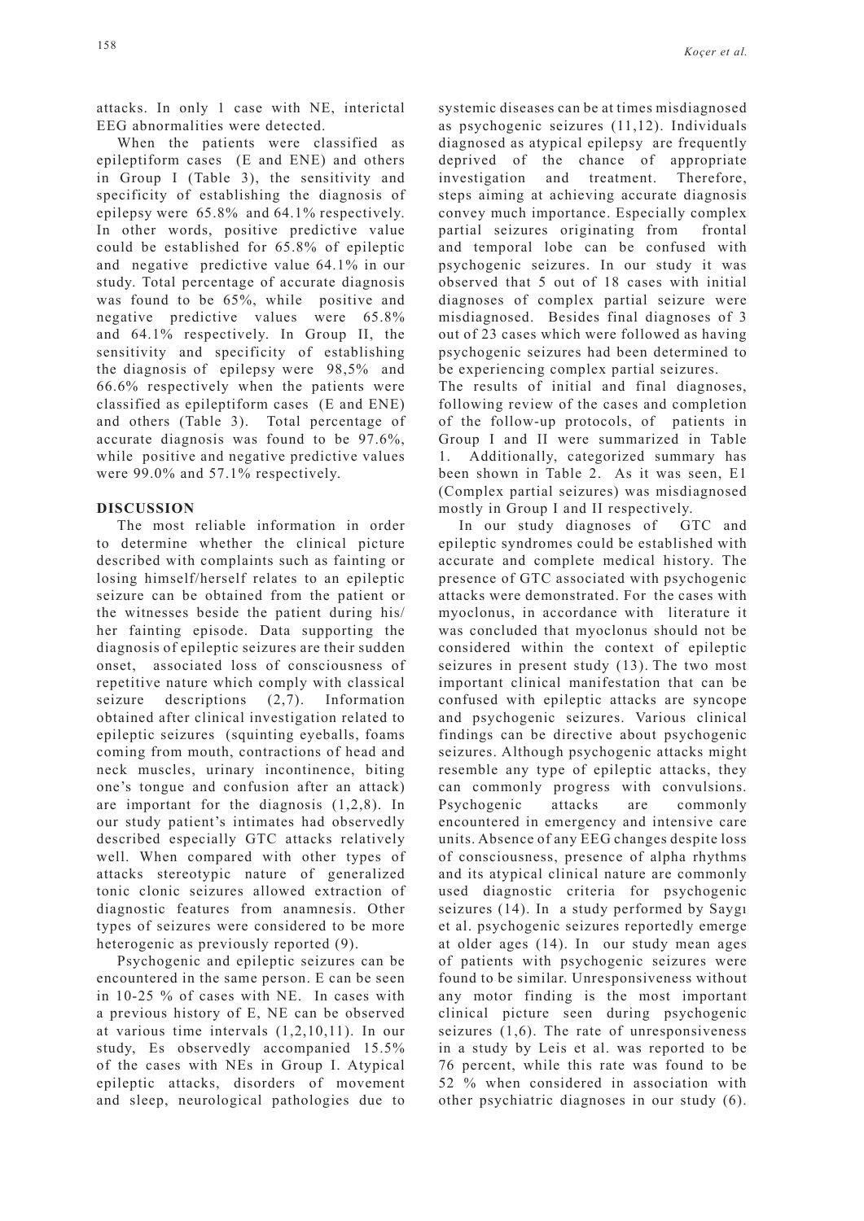attacks. In only 1 case with NE, interictal EEG abnormalities were detected.

When the patients were classified as epileptiform cases (E and ENE) and others in Group I (Table 3), the sensitivity and specificity of establishing the diagnosis of epilepsy were 65.8% and 64.1% respectively. In other words, positive predictive value could be established for 65.8% of epileptic and negative predictive value 64.1% in our study. Total percentage of accurate diagnosis was found to be 65%, while positive and negative predictive values were 65.8% and 64.1% respectively. In Group II, the sensitivity and specificity of establishing the diagnosis of epilepsy were 98,5% and 66.6% respectively when the patients were classified as epileptiform cases (E and ENE) and others (Table 3). Total percentage of accurate diagnosis was found to be 97.6%, while positive and negative predictive values were 99.0% and 57.1% respectively.

## DISCUSSION

The most reliable information in order to determine whether the clinical picture described with complaints such as fainting or losing himself/herself relates to an epileptic seizure can be obtained from the patient or the witnesses beside the patient during his/her fainting episode. Data supporting the diagnosis of epileptic seizures are their sudden onset, associated loss of consciousness of repetitive nature which comply with classical seizure descriptions (2,7). Information obtained after clinical investigation related to epileptic seizures (squinting eyeballs, foams coming from mouth, contractions of head and neck muscles, urinary incontinence, biting one's tongue and confusion after an attack) are important for the diagnosis (1,2,8). In our study patient's intimates had observedly described especially GTC attacks relatively well. When compared with other types of attacks stereotypic nature of generalized tonic clonic seizures allowed extraction of diagnostic features from anamnesis. Other types of seizures were considered to be more heterogenic as previously reported (9).

Psychogenic and epileptic seizures can be encountered in the same person. E can be seen in 10-25 % of cases with NE. In cases with a previous history of E, NE can be observed at various time intervals (1,2,10,11). In our study, Es observedly accompanied 15.5% of the cases with NEs in Group I. Atypical epileptic attacks, disorders of movement and sleep, neurological pathologies due to systemic diseases can be at times misdiagnosed as psychogenic seizures (11,12). Individuals diagnosed as atypical epilepsy are frequently deprived of the chance of appropriate investigation and treatment. Therefore, steps aiming at achieving accurate diagnosis convey much importance. Especially complex partial seizures originating from frontal and temporal lobe can be confused with psychogenic seizures. In our study it was observed that 5 out of 18 cases with initial diagnoses of complex partial seizure were misdiagnosed. Besides final diagnoses of 3 out of 23 cases which were followed as having psychogenic seizures had been determined to be experiencing complex partial seizures.

The results of initial and final diagnoses, following review of the cases and completion of the follow-up protocols, of patients in Group I and II were summarized in Table 1. Additionally, categorized summary has been shown in Table 2. As it was seen, E1 (Complex partial seizures) was misdiagnosed mostly in Group I and II respectively.

In our study diagnoses of GTC and epileptic syndromes could be established with accurate and complete medical history. The presence of GTC associated with psychogenic attacks were demonstrated. For the cases with myoclonus, in accordance with literature it was concluded that myoclonus should not be considered within the context of epileptic seizures in present study (13). The two most important clinical manifestation that can be confused with epileptic attacks are syncope and psychogenic seizures. Various clinical findings can be directive about psychogenic seizures. Although psychogenic attacks might resemble any type of epileptic attacks, they can commonly progress with convulsions. Psychogenic attacks are commonly encountered in emergency and intensive care units. Absence of any EEG changes despite loss of consciousness, presence of alpha rhythms and its atypical clinical nature are commonly used diagnostic criteria for psychogenic seizures (14). In a study performed by Saygı et al. psychogenic seizures reportedly emerge at older ages (14). In our study mean ages of patients with psychogenic seizures were found to be similar. Unresponsiveness without any motor finding is the most important clinical picture seen during psychogenic seizures (1,6). The rate of unresponsiveness in a study by Leis et al. was reported to be 76 percent, while this rate was found to be 52 % when considered in association with other psychiatric diagnoses in our study (6).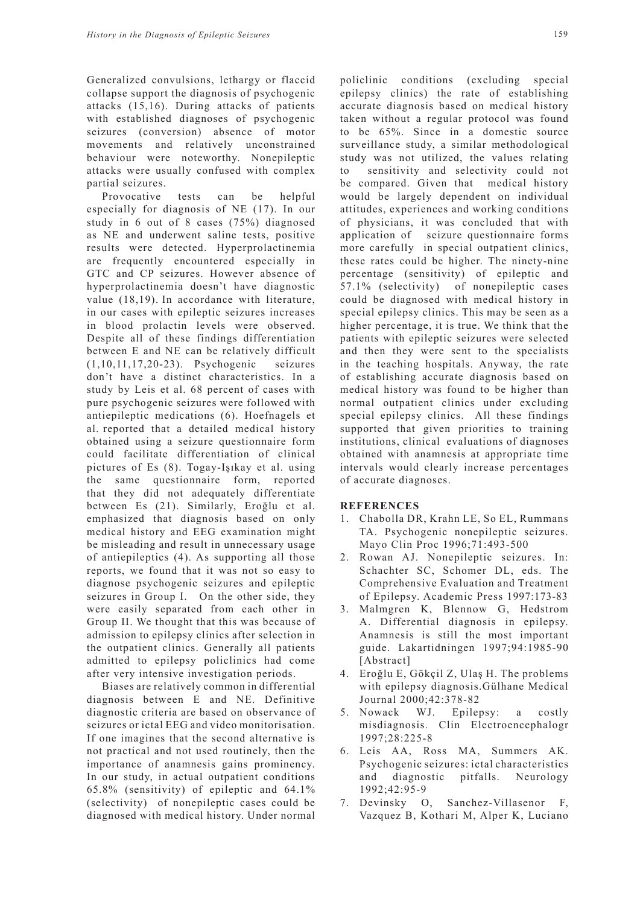Generalized convulsions, lethargy or flaccid collapse support the diagnosis of psychogenic attacks (15,16). During attacks of patients with established diagnoses of psychogenic seizures (conversion) absence of motor movements and relatively unconstrained behaviour were noteworthy. Nonepileptic attacks were usually confused with complex partial seizures.

Provocative tests can be helpful especially for diagnosis of NE (17). In our study in 6 out of 8 cases (75%) diagnosed as NE and underwent saline tests, positive results were detected. Hyperprolactinemia are frequently encountered especially in GTC and CP seizures. However absence of hyperprolactinemia doesn't have diagnostic value (18,19). In accordance with literature, in our cases with epileptic seizures increases in blood prolactin levels were observed. Despite all of these findings differentiation between E and NE can be relatively difficult (1,10,11,17,20-23). Psychogenic seizures don't have a distinct characteristics. In a study by Leis et al. 68 percent of cases with pure psychogenic seizures were followed with antiepileptic medications (6). Hoefnagels et al. reported that a detailed medical history obtained using a seizure questionnaire form could facilitate differentiation of clinical pictures of Es (8). Togay-Işıkay et al. using the same questionnaire form, reported that they did not adequately differentiate between Es (21). Similarly, Eroğlu et al. emphasized that diagnosis based on only medical history and EEG examination might be misleading and result in unnecessary usage of antiepileptics (4). As supporting all those reports, we found that it was not so easy to diagnose psychogenic seizures and epileptic seizures in Group I. On the other side, they were easily separated from each other in Group II. We thought that this was because of admission to epilepsy clinics after selection in the outpatient clinics. Generally all patients admitted to epilepsy policlinics had come after very intensive investigation periods.

Biases are relatively common in differential diagnosis between E and NE. Definitive diagnostic criteria are based on observance of seizures or ictal EEG and video monitorisation. If one imagines that the second alternative is not practical and not used routinely, then the importance of anamnesis gains prominency. In our study, in actual outpatient conditions 65.8% (sensitivity) of epileptic and 64.1% (selectivity) of nonepileptic cases could be diagnosed with medical history. Under normal policlinic conditions (excluding special epilepsy clinics) the rate of establishing accurate diagnosis based on medical history taken without a regular protocol was found to be 65%. Since in a domestic source surveillance study, a similar methodological study was not utilized, the values relating to sensitivity and selectivity could not be compared. Given that medical history would be largely dependent on individual attitudes, experiences and working conditions of physicians, it was concluded that with application of seizure questionnaire forms more carefully in special outpatient clinics, these rates could be higher. The ninety-nine percentage (sensitivity) of epileptic and 57.1% (selectivity) of nonepileptic cases could be diagnosed with medical history in special epilepsy clinics. This may be seen as a higher percentage, it is true. We think that the patients with epileptic seizures were selected and then they were sent to the specialists in the teaching hospitals. Anyway, the rate of establishing accurate diagnosis based on medical history was found to be higher than normal outpatient clinics under excluding special epilepsy clinics. All these findings supported that given priorities to training institutions, clinical evaluations of diagnoses obtained with anamnesis at appropriate time intervals would clearly increase percentages of accurate diagnoses.

## REFERENCES

1. Chabolla DR, Krahn LE, So EL, Rummans TA. Psychogenic nonepileptic seizures. Mayo Clin Proc 1996;71:493-500
2. Rowan AJ. Nonepileptic seizures. In: Schachter SC, Schomer DL, eds. The Comprehensive Evaluation and Treatment of Epilepsy. Academic Press 1997:173-83
3. Malmgren K, Blennow G, Hedstrom A. Differential diagnosis in epilepsy. Anamnesis is still the most important guide. Lakartidningen 1997;94:1985-90 [Abstract]
4. Eroğlu E, Gökçil Z, Ulaş H. The problems with epilepsy diagnosis.Gülhane Medical Journal 2000;42:378-82
5. Nowack WJ. Epilepsy: a costly misdiagnosis. Clin Electroencephalogr 1997;28:225-8
6. Leis AA, Ross MA, Summers AK. Psychogenic seizures: ictal characteristics and diagnostic pitfalls. Neurology 1992;42:95-9
7. Devinsky O, Sanchez-Villasenor F, Vazquez B, Kothari M, Alper K, Luciano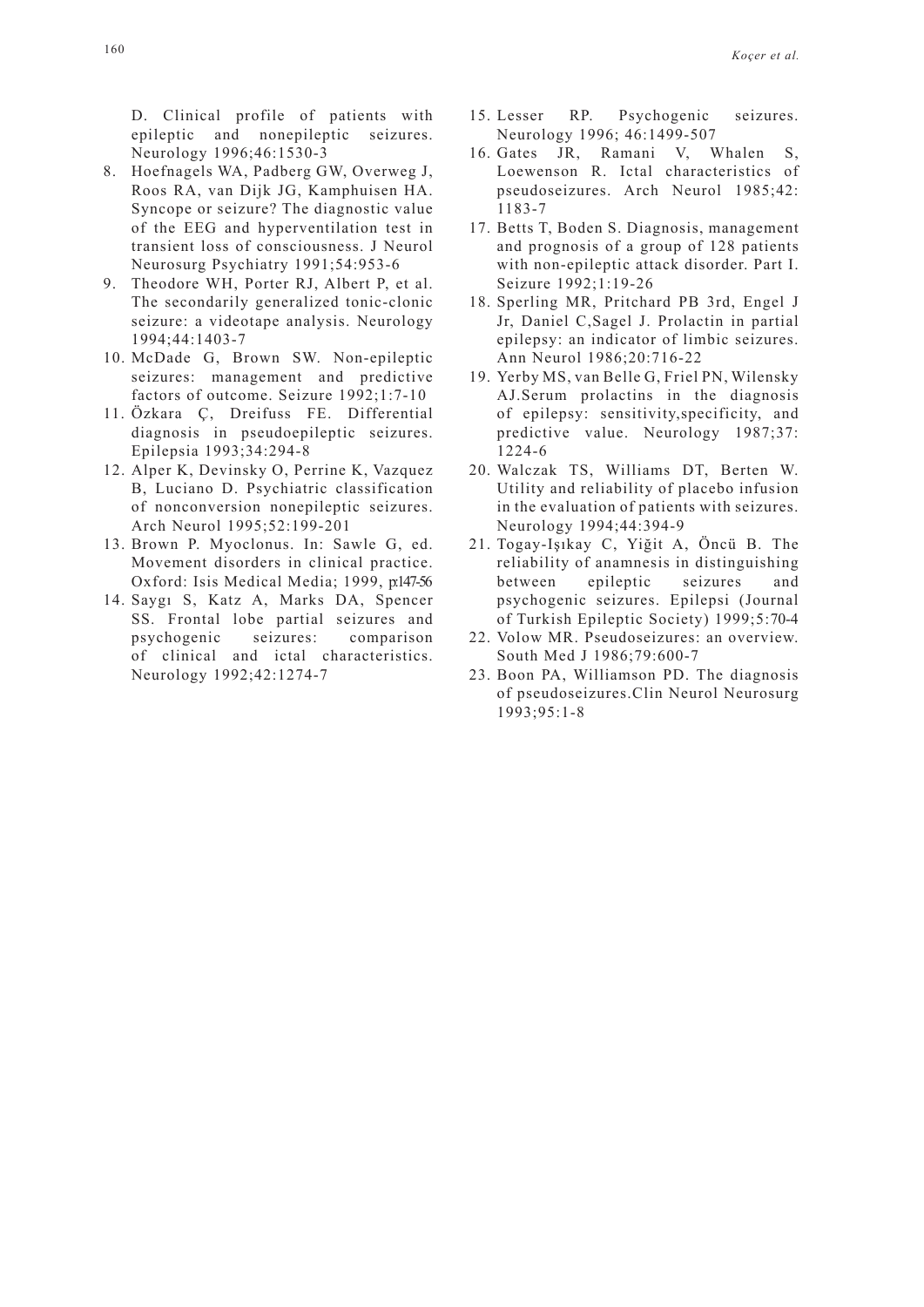D. Clinical profile of patients with epileptic and nonepileptic seizures. Neurology 1996;46:1530-3

8. Hoefnagels WA, Padberg GW, Overweg J, Roos RA, van Dijk JG, Kamphuisen HA. Syncope or seizure? The diagnostic value of the EEG and hyperventilation test in transient loss of consciousness. J Neurol Neurosurg Psychiatry 1991;54:953-6
9. Theodore WH, Porter RJ, Albert P, et al. The secondarily generalized tonic-clonic seizure: a videotape analysis. Neurology 1994;44:1403-7
10. McDade G, Brown SW. Non-epileptic seizures: management and predictive factors of outcome. Seizure 1992;1:7-10
11. Özkara Ç, Dreifuss FE. Differential diagnosis in pseudoepileptic seizures. Epilepsia 1993;34:294-8
12. Alper K, Devinsky O, Perrine K, Vazquez B, Luciano D. Psychiatric classification of nonconversion nonepileptic seizures. Arch Neurol 1995;52:199-201
13. Brown P. Myoclonus. In: Sawle G, ed. Movement disorders in clinical practice. Oxford: Isis Medical Media; 1999, p:147-56
14. Saygı S, Katz A, Marks DA, Spencer SS. Frontal lobe partial seizures and psychogenic seizures: comparison of clinical and ictal characteristics. Neurology 1992;42:1274-7
15. Lesser RP. Psychogenic seizures. Neurology 1996; 46:1499-507
16. Gates JR, Ramani V, Whalen S, Loewenson R. Ictal characteristics of pseudoseizures. Arch Neurol 1985;42: 1183-7
17. Betts T, Boden S. Diagnosis, management and prognosis of a group of 128 patients with non-epileptic attack disorder. Part I. Seizure 1992;1:19-26
18. Sperling MR, Pritchard PB 3rd, Engel J Jr, Daniel C,Sagel J. Prolactin in partial epilepsy: an indicator of limbic seizures. Ann Neurol 1986;20:716-22
19. Yerby MS, van Belle G, Friel PN, Wilensky AJ.Serum prolactins in the diagnosis of epilepsy: sensitivity,specificity, and predictive value. Neurology 1987;37: 1224-6
20. Walczak TS, Williams DT, Berten W. Utility and reliability of placebo infusion in the evaluation of patients with seizures. Neurology 1994;44:394-9
21. Togay-Işıkay C, Yiğit A, Öncü B. The reliability of anamnesis in distinguishing between epileptic seizures and psychogenic seizures. Epilepsi (Journal of Turkish Epileptic Society) 1999;5:70-4
22. Volow MR. Pseudoseizures: an overview. South Med J 1986;79:600-7
23. Boon PA, Williamson PD. The diagnosis of pseudoseizures.Clin Neurol Neurosurg 1993;95:1-8